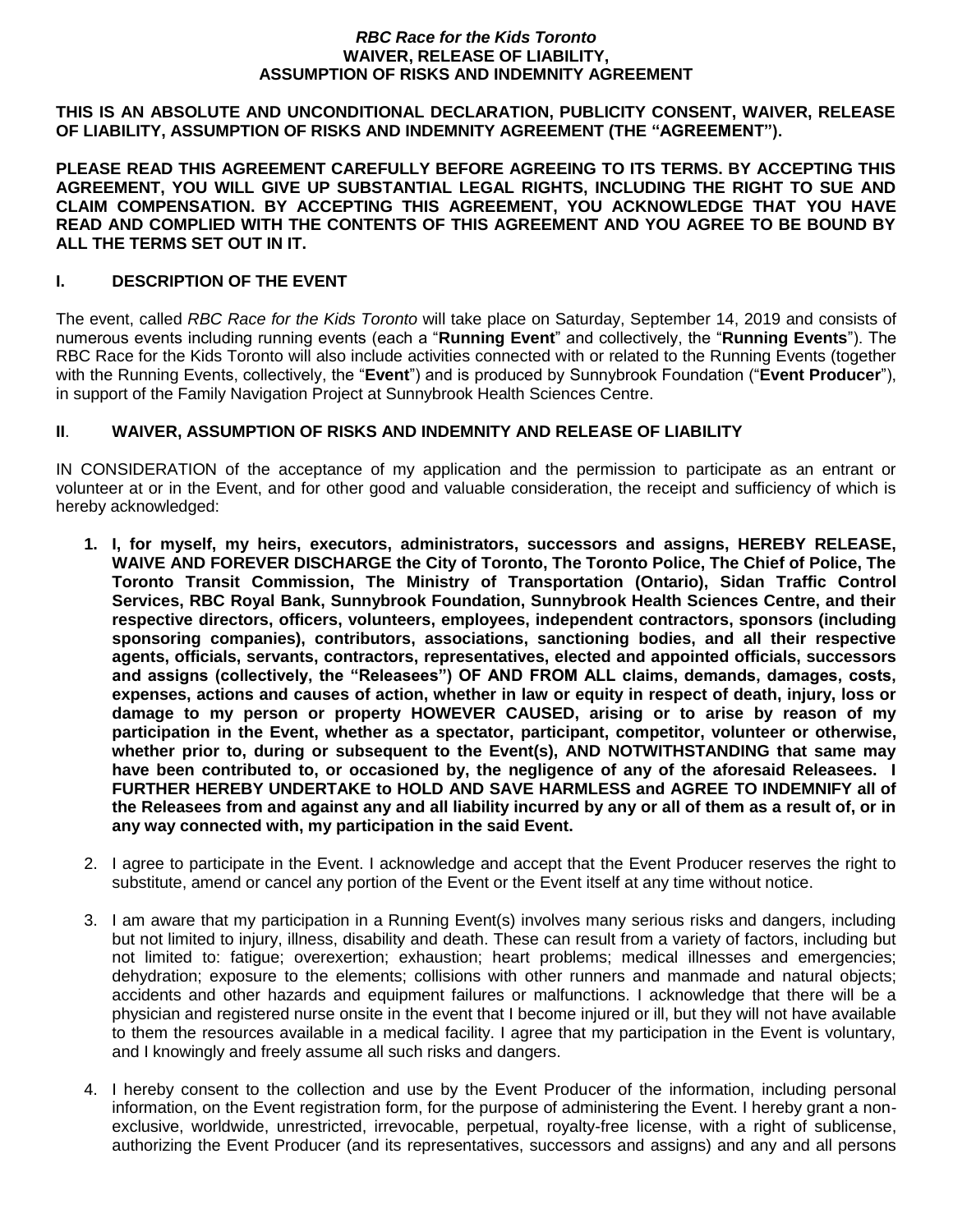***RBC Race for the Kids Toronto***
**WAIVER, RELEASE OF LIABILITY,**
**ASSUMPTION OF RISKS AND INDEMNITY AGREEMENT**

**THIS IS AN ABSOLUTE AND UNCONDITIONAL DECLARATION, PUBLICITY CONSENT, WAIVER, RELEASE OF LIABILITY, ASSUMPTION OF RISKS AND INDEMNITY AGREEMENT (THE "AGREEMENT").**

**PLEASE READ THIS AGREEMENT CAREFULLY BEFORE AGREEING TO ITS TERMS. BY ACCEPTING THIS AGREEMENT, YOU WILL GIVE UP SUBSTANTIAL LEGAL RIGHTS, INCLUDING THE RIGHT TO SUE AND CLAIM COMPENSATION. BY ACCEPTING THIS AGREEMENT, YOU ACKNOWLEDGE THAT YOU HAVE READ AND COMPLIED WITH THE CONTENTS OF THIS AGREEMENT AND YOU AGREE TO BE BOUND BY ALL THE TERMS SET OUT IN IT.**

## I. DESCRIPTION OF THE EVENT

The event, called *RBC Race for the Kids Toronto* will take place on Saturday, September 14, 2019 and consists of numerous events including running events (each a "**Running Event**" and collectively, the "**Running Events**"). The RBC Race for the Kids Toronto will also include activities connected with or related to the Running Events (together with the Running Events, collectively, the "**Event**") and is produced by Sunnybrook Foundation ("**Event Producer**"), in support of the Family Navigation Project at Sunnybrook Health Sciences Centre.

## II. WAIVER, ASSUMPTION OF RISKS AND INDEMNITY AND RELEASE OF LIABILITY

IN CONSIDERATION of the acceptance of my application and the permission to participate as an entrant or volunteer at or in the Event, and for other good and valuable consideration, the receipt and sufficiency of which is hereby acknowledged:

1. **I, for myself, my heirs, executors, administrators, successors and assigns, HEREBY RELEASE, WAIVE AND FOREVER DISCHARGE the City of Toronto, The Toronto Police, The Chief of Police, The Toronto Transit Commission, The Ministry of Transportation (Ontario), Sidan Traffic Control Services, RBC Royal Bank, Sunnybrook Foundation, Sunnybrook Health Sciences Centre, and their respective directors, officers, volunteers, employees, independent contractors, sponsors (including sponsoring companies), contributors, associations, sanctioning bodies, and all their respective agents, officials, servants, contractors, representatives, elected and appointed officials, successors and assigns (collectively, the "Releasees") OF AND FROM ALL claims, demands, damages, costs, expenses, actions and causes of action, whether in law or equity in respect of death, injury, loss or damage to my person or property HOWEVER CAUSED, arising or to arise by reason of my participation in the Event, whether as a spectator, participant, competitor, volunteer or otherwise, whether prior to, during or subsequent to the Event(s), AND NOTWITHSTANDING that same may have been contributed to, or occasioned by, the negligence of any of the aforesaid Releasees. I FURTHER HEREBY UNDERTAKE to HOLD AND SAVE HARMLESS and AGREE TO INDEMNIFY all of the Releasees from and against any and all liability incurred by any or all of them as a result of, or in any way connected with, my participation in the said Event.**

2. I agree to participate in the Event. I acknowledge and accept that the Event Producer reserves the right to substitute, amend or cancel any portion of the Event or the Event itself at any time without notice.

3. I am aware that my participation in a Running Event(s) involves many serious risks and dangers, including but not limited to injury, illness, disability and death. These can result from a variety of factors, including but not limited to: fatigue; overexertion; exhaustion; heart problems; medical illnesses and emergencies; dehydration; exposure to the elements; collisions with other runners and manmade and natural objects; accidents and other hazards and equipment failures or malfunctions. I acknowledge that there will be a physician and registered nurse onsite in the event that I become injured or ill, but they will not have available to them the resources available in a medical facility. I agree that my participation in the Event is voluntary, and I knowingly and freely assume all such risks and dangers.

4. I hereby consent to the collection and use by the Event Producer of the information, including personal information, on the Event registration form, for the purpose of administering the Event. I hereby grant a non-exclusive, worldwide, unrestricted, irrevocable, perpetual, royalty-free license, with a right of sublicense, authorizing the Event Producer (and its representatives, successors and assigns) and any and all persons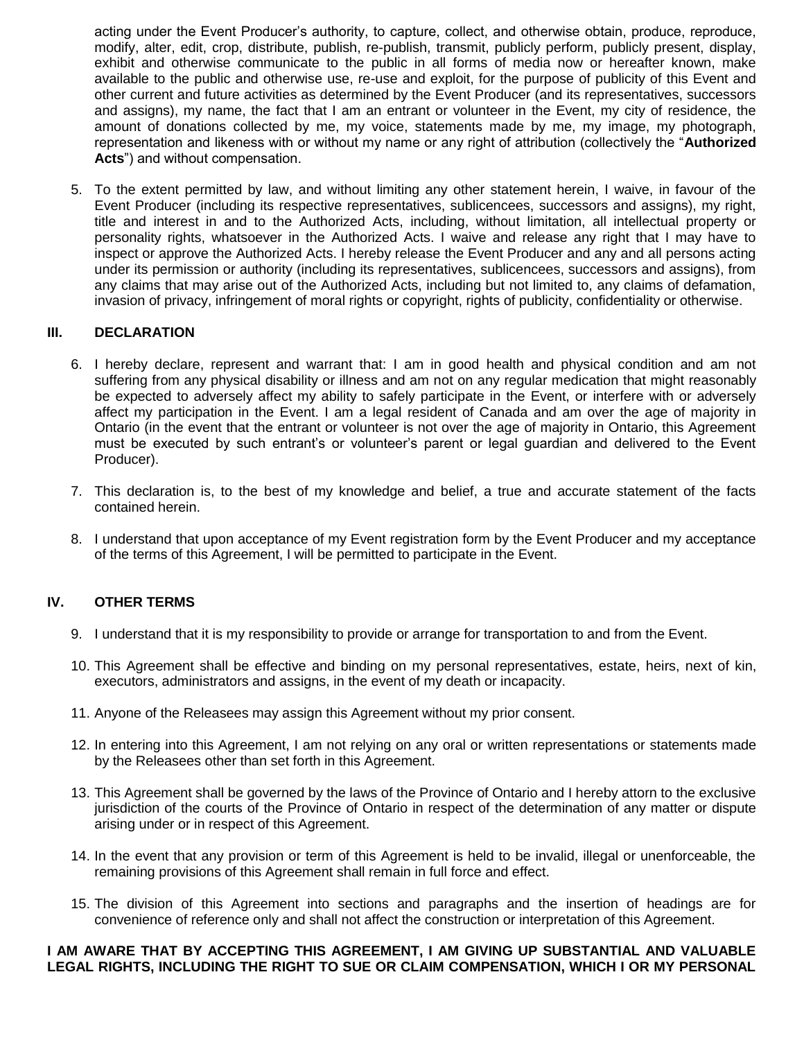acting under the Event Producer's authority, to capture, collect, and otherwise obtain, produce, reproduce, modify, alter, edit, crop, distribute, publish, re-publish, transmit, publicly perform, publicly present, display, exhibit and otherwise communicate to the public in all forms of media now or hereafter known, make available to the public and otherwise use, re-use and exploit, for the purpose of publicity of this Event and other current and future activities as determined by the Event Producer (and its representatives, successors and assigns), my name, the fact that I am an entrant or volunteer in the Event, my city of residence, the amount of donations collected by me, my voice, statements made by me, my image, my photograph, representation and likeness with or without my name or any right of attribution (collectively the "**Authorized Acts**") and without compensation.

5. To the extent permitted by law, and without limiting any other statement herein, I waive, in favour of the Event Producer (including its respective representatives, sublicencees, successors and assigns), my right, title and interest in and to the Authorized Acts, including, without limitation, all intellectual property or personality rights, whatsoever in the Authorized Acts. I waive and release any right that I may have to inspect or approve the Authorized Acts. I hereby release the Event Producer and any and all persons acting under its permission or authority (including its representatives, sublicencees, successors and assigns), from any claims that may arise out of the Authorized Acts, including but not limited to, any claims of defamation, invasion of privacy, infringement of moral rights or copyright, rights of publicity, confidentiality or otherwise.

## III. DECLARATION

6. I hereby declare, represent and warrant that: I am in good health and physical condition and am not suffering from any physical disability or illness and am not on any regular medication that might reasonably be expected to adversely affect my ability to safely participate in the Event, or interfere with or adversely affect my participation in the Event. I am a legal resident of Canada and am over the age of majority in Ontario (in the event that the entrant or volunteer is not over the age of majority in Ontario, this Agreement must be executed by such entrant's or volunteer's parent or legal guardian and delivered to the Event Producer).

7. This declaration is, to the best of my knowledge and belief, a true and accurate statement of the facts contained herein.

8. I understand that upon acceptance of my Event registration form by the Event Producer and my acceptance of the terms of this Agreement, I will be permitted to participate in the Event.

## IV. OTHER TERMS

9. I understand that it is my responsibility to provide or arrange for transportation to and from the Event.

10. This Agreement shall be effective and binding on my personal representatives, estate, heirs, next of kin, executors, administrators and assigns, in the event of my death or incapacity.

11. Anyone of the Releasees may assign this Agreement without my prior consent.

12. In entering into this Agreement, I am not relying on any oral or written representations or statements made by the Releasees other than set forth in this Agreement.

13. This Agreement shall be governed by the laws of the Province of Ontario and I hereby attorn to the exclusive jurisdiction of the courts of the Province of Ontario in respect of the determination of any matter or dispute arising under or in respect of this Agreement.

14. In the event that any provision or term of this Agreement is held to be invalid, illegal or unenforceable, the remaining provisions of this Agreement shall remain in full force and effect.

15. The division of this Agreement into sections and paragraphs and the insertion of headings are for convenience of reference only and shall not affect the construction or interpretation of this Agreement.

**I AM AWARE THAT BY ACCEPTING THIS AGREEMENT, I AM GIVING UP SUBSTANTIAL AND VALUABLE LEGAL RIGHTS, INCLUDING THE RIGHT TO SUE OR CLAIM COMPENSATION, WHICH I OR MY PERSONAL**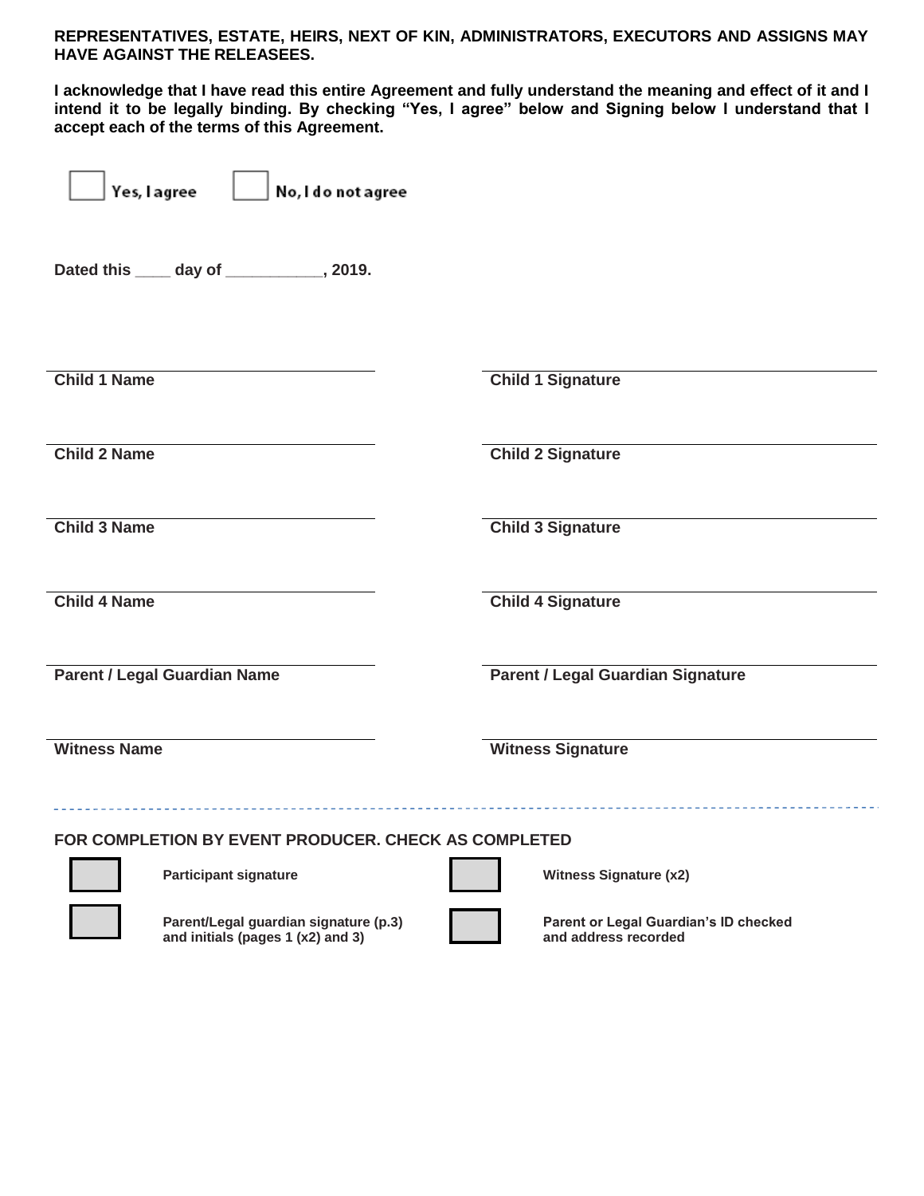**REPRESENTATIVES, ESTATE, HEIRS, NEXT OF KIN, ADMINISTRATORS, EXECUTORS AND ASSIGNS MAY HAVE AGAINST THE RELEASEES.**

**I acknowledge that I have read this entire Agreement and fully understand the meaning and effect of it and I intend it to be legally binding. By checking "Yes, I agree" below and Signing below I understand that I accept each of the terms of this Agreement.**

☐ Yes, I agree ☐ No, I do not agree

**Dated this ____ day of ___________, 2019.**

| | |
|---|---|
| **Child 1 Name** | **Child 1 Signature** |
| **Child 2 Name** | **Child 2 Signature** |
| **Child 3 Name** | **Child 3 Signature** |
| **Child 4 Name** | **Child 4 Signature** |
| **Parent / Legal Guardian Name** | **Parent / Legal Guardian Signature** |
| **Witness Name** | **Witness Signature** |

---

**FOR COMPLETION BY EVENT PRODUCER. CHECK AS COMPLETED**

| | |
|---|---|
| ☐ **Participant signature** | ☐ **Witness Signature (x2)** |
| ☐ **Parent/Legal guardian signature (p.3) and initials (pages 1 (x2) and 3)** | ☐ **Parent or Legal Guardian's ID checked and address recorded** |